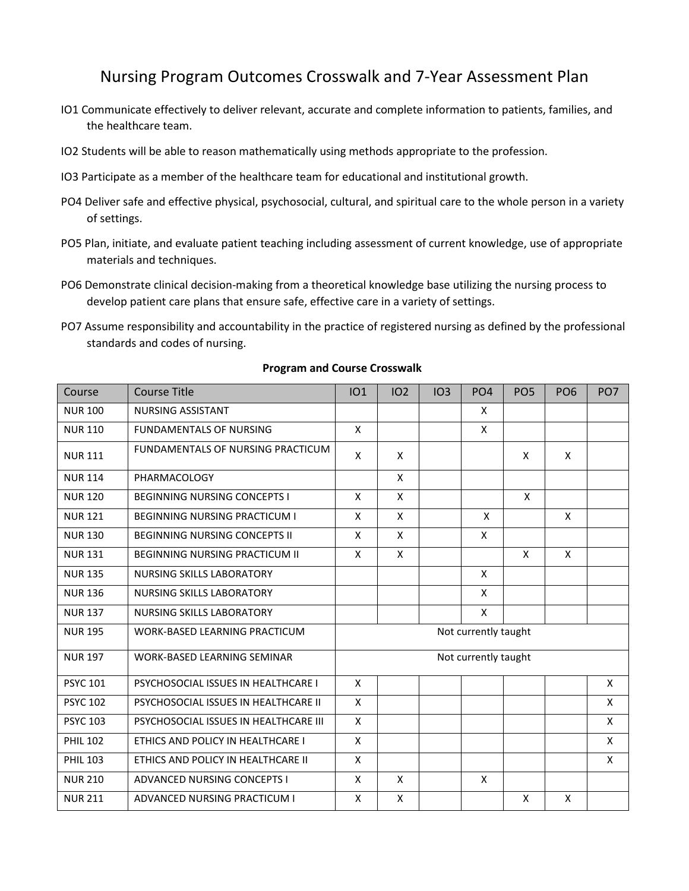# Nursing Program Outcomes Crosswalk and 7-Year Assessment Plan

IO1 Communicate effectively to deliver relevant, accurate and complete information to patients, families, and the healthcare team.

IO2 Students will be able to reason mathematically using methods appropriate to the profession.

IO3 Participate as a member of the healthcare team for educational and institutional growth.

PO4 Deliver safe and effective physical, psychosocial, cultural, and spiritual care to the whole person in a variety of settings.

PO5 Plan, initiate, and evaluate patient teaching including assessment of current knowledge, use of appropriate materials and techniques.

PO6 Demonstrate clinical decision-making from a theoretical knowledge base utilizing the nursing process to develop patient care plans that ensure safe, effective care in a variety of settings.

PO7 Assume responsibility and accountability in the practice of registered nursing as defined by the professional standards and codes of nursing.

**Program and Course Crosswalk**

| Course | Course Title | IO1 | IO2 | IO3 | PO4 | PO5 | PO6 | PO7 |
|---|---|---|---|---|---|---|---|---|
| NUR 100 | NURSING ASSISTANT | | | | X | | | |
| NUR 110 | FUNDAMENTALS OF NURSING | X | | | X | | | |
| NUR 111 | FUNDAMENTALS OF NURSING PRACTICUM | X | X | | | X | X | |
| NUR 114 | PHARMACOLOGY | | X | | | | | |
| NUR 120 | BEGINNING NURSING CONCEPTS I | X | X | | | X | | |
| NUR 121 | BEGINNING NURSING PRACTICUM I | X | X | | X | | X | |
| NUR 130 | BEGINNING NURSING CONCEPTS II | X | X | | X | | | |
| NUR 131 | BEGINNING NURSING PRACTICUM II | X | X | | | X | X | |
| NUR 135 | NURSING SKILLS LABORATORY | | | | X | | | |
| NUR 136 | NURSING SKILLS LABORATORY | | | | X | | | |
| NUR 137 | NURSING SKILLS LABORATORY | | | | X | | | |
| NUR 195 | WORK-BASED LEARNING PRACTICUM | Not currently taught | | | | | | |
| NUR 197 | WORK-BASED LEARNING SEMINAR | Not currently taught | | | | | | |
| PSYC 101 | PSYCHOSOCIAL ISSUES IN HEALTHCARE I | X | | | | | | X |
| PSYC 102 | PSYCHOSOCIAL ISSUES IN HEALTHCARE II | X | | | | | | X |
| PSYC 103 | PSYCHOSOCIAL ISSUES IN HEALTHCARE III | X | | | | | | X |
| PHIL 102 | ETHICS AND POLICY IN HEALTHCARE I | X | | | | | | X |
| PHIL 103 | ETHICS AND POLICY IN HEALTHCARE II | X | | | | | | X |
| NUR 210 | ADVANCED NURSING CONCEPTS I | X | X | | X | | | |
| NUR 211 | ADVANCED NURSING PRACTICUM I | X | X | | | X | X | |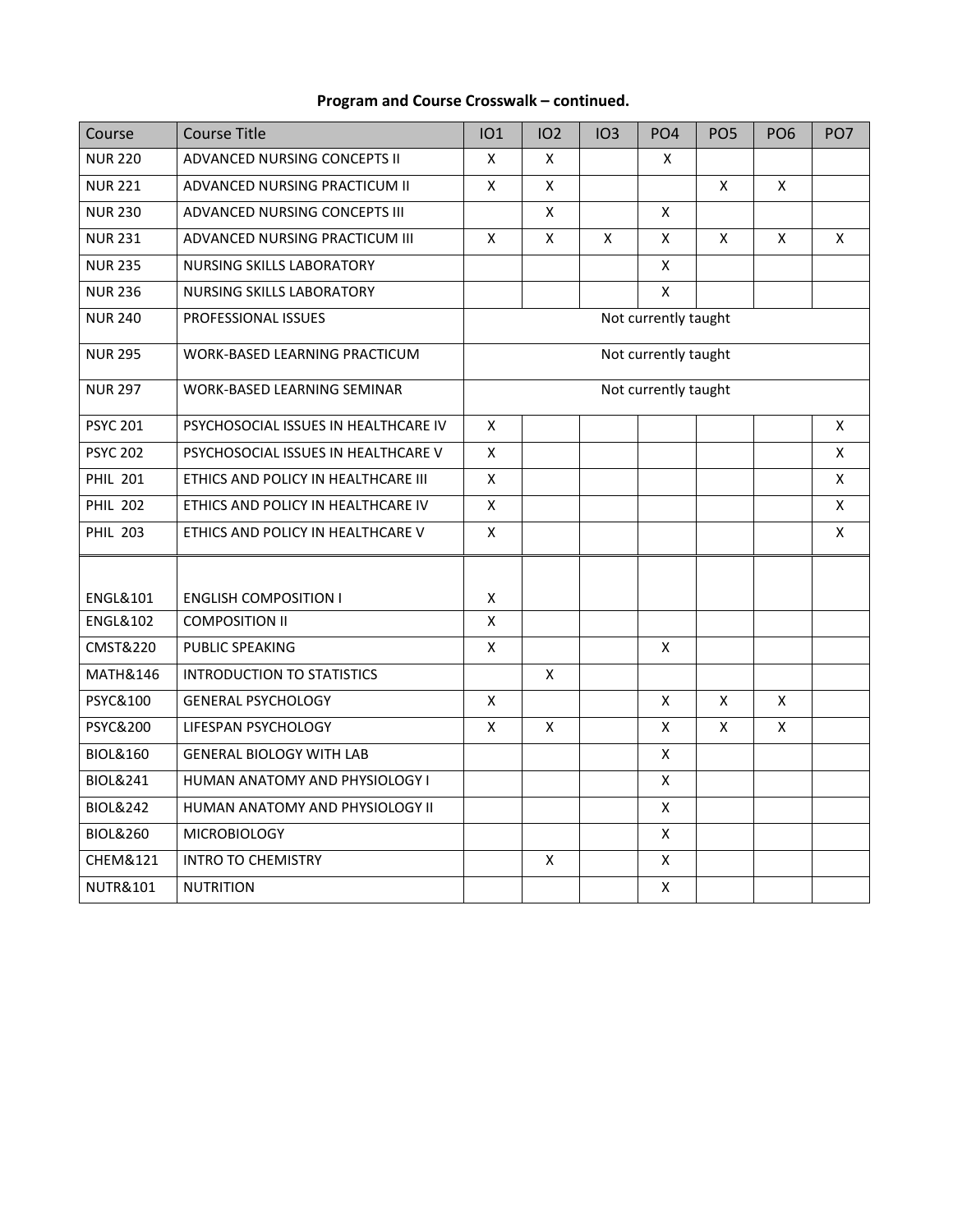**Program and Course Crosswalk – continued.**

| Course | Course Title | IO1 | IO2 | IO3 | PO4 | PO5 | PO6 | PO7 |
|---|---|---|---|---|---|---|---|---|
| NUR 220 | ADVANCED NURSING CONCEPTS II | X | X | | X | | | |
| NUR 221 | ADVANCED NURSING PRACTICUM II | X | X | | | X | X | |
| NUR 230 | ADVANCED NURSING CONCEPTS III | | X | | X | | | |
| NUR 231 | ADVANCED NURSING PRACTICUM III | X | X | X | X | X | X | X |
| NUR 235 | NURSING SKILLS LABORATORY | | | | X | | | |
| NUR 236 | NURSING SKILLS LABORATORY | | | | X | | | |
| NUR 240 | PROFESSIONAL ISSUES | Not currently taught | | | | | | |
| NUR 295 | WORK-BASED LEARNING PRACTICUM | Not currently taught | | | | | | |
| NUR 297 | WORK-BASED LEARNING SEMINAR | Not currently taught | | | | | | |
| PSYC 201 | PSYCHOSOCIAL ISSUES IN HEALTHCARE IV | X | | | | | | X |
| PSYC 202 | PSYCHOSOCIAL ISSUES IN HEALTHCARE V | X | | | | | | X |
| PHIL 201 | ETHICS AND POLICY IN HEALTHCARE III | X | | | | | | X |
| PHIL 202 | ETHICS AND POLICY IN HEALTHCARE IV | X | | | | | | X |
| PHIL 203 | ETHICS AND POLICY IN HEALTHCARE V | X | | | | | | X |
| ENGL&101 | ENGLISH COMPOSITION I | X | | | | | | |
| ENGL&102 | COMPOSITION II | X | | | | | | |
| CMST&220 | PUBLIC SPEAKING | X | | | X | | | |
| MATH&146 | INTRODUCTION TO STATISTICS | | X | | | | | |
| PSYC&100 | GENERAL PSYCHOLOGY | X | | | X | X | X | |
| PSYC&200 | LIFESPAN PSYCHOLOGY | X | X | | X | X | X | |
| BIOL&160 | GENERAL BIOLOGY WITH LAB | | | | X | | | |
| BIOL&241 | HUMAN ANATOMY AND PHYSIOLOGY I | | | | X | | | |
| BIOL&242 | HUMAN ANATOMY AND PHYSIOLOGY II | | | | X | | | |
| BIOL&260 | MICROBIOLOGY | | | | X | | | |
| CHEM&121 | INTRO TO CHEMISTRY | | X | | X | | | |
| NUTR&101 | NUTRITION | | | | X | | | |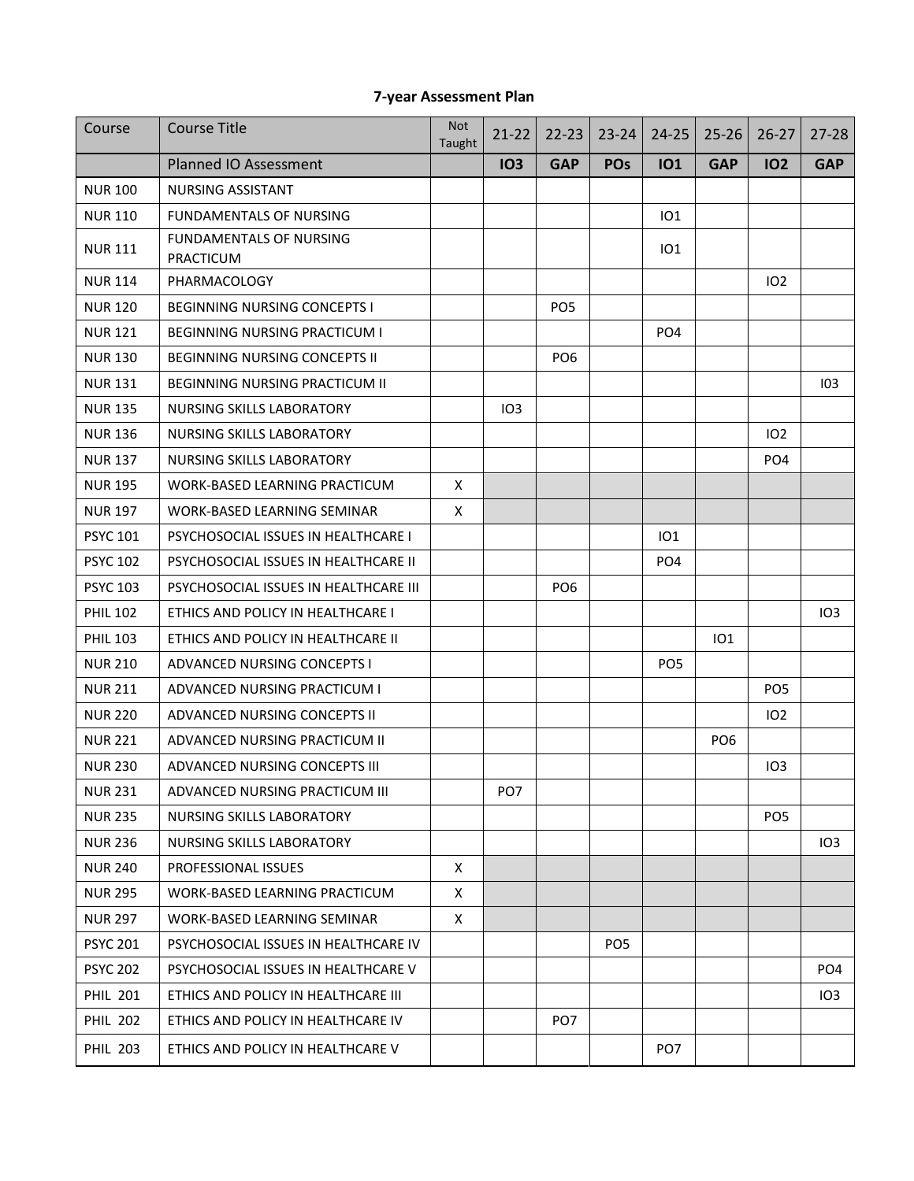# 7-year Assessment Plan

| Course | Course Title | Not Taught | 21-22 | 22-23 | 23-24 | 24-25 | 25-26 | 26-27 | 27-28 |
|---|---|---|---|---|---|---|---|---|---|
| | Planned IO Assessment | | **IO3** | **GAP** | **POs** | **IO1** | **GAP** | **IO2** | **GAP** |
| NUR 100 | NURSING ASSISTANT | | | | | | | | |
| NUR 110 | FUNDAMENTALS OF NURSING | | | | | IO1 | | | |
| NUR 111 | FUNDAMENTALS OF NURSING PRACTICUM | | | | | IO1 | | | |
| NUR 114 | PHARMACOLOGY | | | | | | | IO2 | |
| NUR 120 | BEGINNING NURSING CONCEPTS I | | | PO5 | | | | | |
| NUR 121 | BEGINNING NURSING PRACTICUM I | | | | | PO4 | | | |
| NUR 130 | BEGINNING NURSING CONCEPTS II | | | PO6 | | | | | |
| NUR 131 | BEGINNING NURSING PRACTICUM II | | | | | | | | I03 |
| NUR 135 | NURSING SKILLS LABORATORY | | IO3 | | | | | | |
| NUR 136 | NURSING SKILLS LABORATORY | | | | | | | IO2 | |
| NUR 137 | NURSING SKILLS LABORATORY | | | | | | | PO4 | |
| NUR 195 | WORK-BASED LEARNING PRACTICUM | X | | | | | | | |
| NUR 197 | WORK-BASED LEARNING SEMINAR | X | | | | | | | |
| PSYC 101 | PSYCHOSOCIAL ISSUES IN HEALTHCARE I | | | | | IO1 | | | |
| PSYC 102 | PSYCHOSOCIAL ISSUES IN HEALTHCARE II | | | | | PO4 | | | |
| PSYC 103 | PSYCHOSOCIAL ISSUES IN HEALTHCARE III | | | PO6 | | | | | |
| PHIL 102 | ETHICS AND POLICY IN HEALTHCARE I | | | | | | | | IO3 |
| PHIL 103 | ETHICS AND POLICY IN HEALTHCARE II | | | | | | IO1 | | |
| NUR 210 | ADVANCED NURSING CONCEPTS I | | | | | PO5 | | | |
| NUR 211 | ADVANCED NURSING PRACTICUM I | | | | | | | PO5 | |
| NUR 220 | ADVANCED NURSING CONCEPTS II | | | | | | | IO2 | |
| NUR 221 | ADVANCED NURSING PRACTICUM II | | | | | | PO6 | | |
| NUR 230 | ADVANCED NURSING CONCEPTS III | | | | | | | IO3 | |
| NUR 231 | ADVANCED NURSING PRACTICUM III | | PO7 | | | | | | |
| NUR 235 | NURSING SKILLS LABORATORY | | | | | | | PO5 | |
| NUR 236 | NURSING SKILLS LABORATORY | | | | | | | | IO3 |
| NUR 240 | PROFESSIONAL ISSUES | X | | | | | | | |
| NUR 295 | WORK-BASED LEARNING PRACTICUM | X | | | | | | | |
| NUR 297 | WORK-BASED LEARNING SEMINAR | X | | | | | | | |
| PSYC 201 | PSYCHOSOCIAL ISSUES IN HEALTHCARE IV | | | | PO5 | | | | |
| PSYC 202 | PSYCHOSOCIAL ISSUES IN HEALTHCARE V | | | | | | | | PO4 |
| PHIL 201 | ETHICS AND POLICY IN HEALTHCARE III | | | | | | | | IO3 |
| PHIL 202 | ETHICS AND POLICY IN HEALTHCARE IV | | | PO7 | | | | | |
| PHIL 203 | ETHICS AND POLICY IN HEALTHCARE V | | | | | PO7 | | | |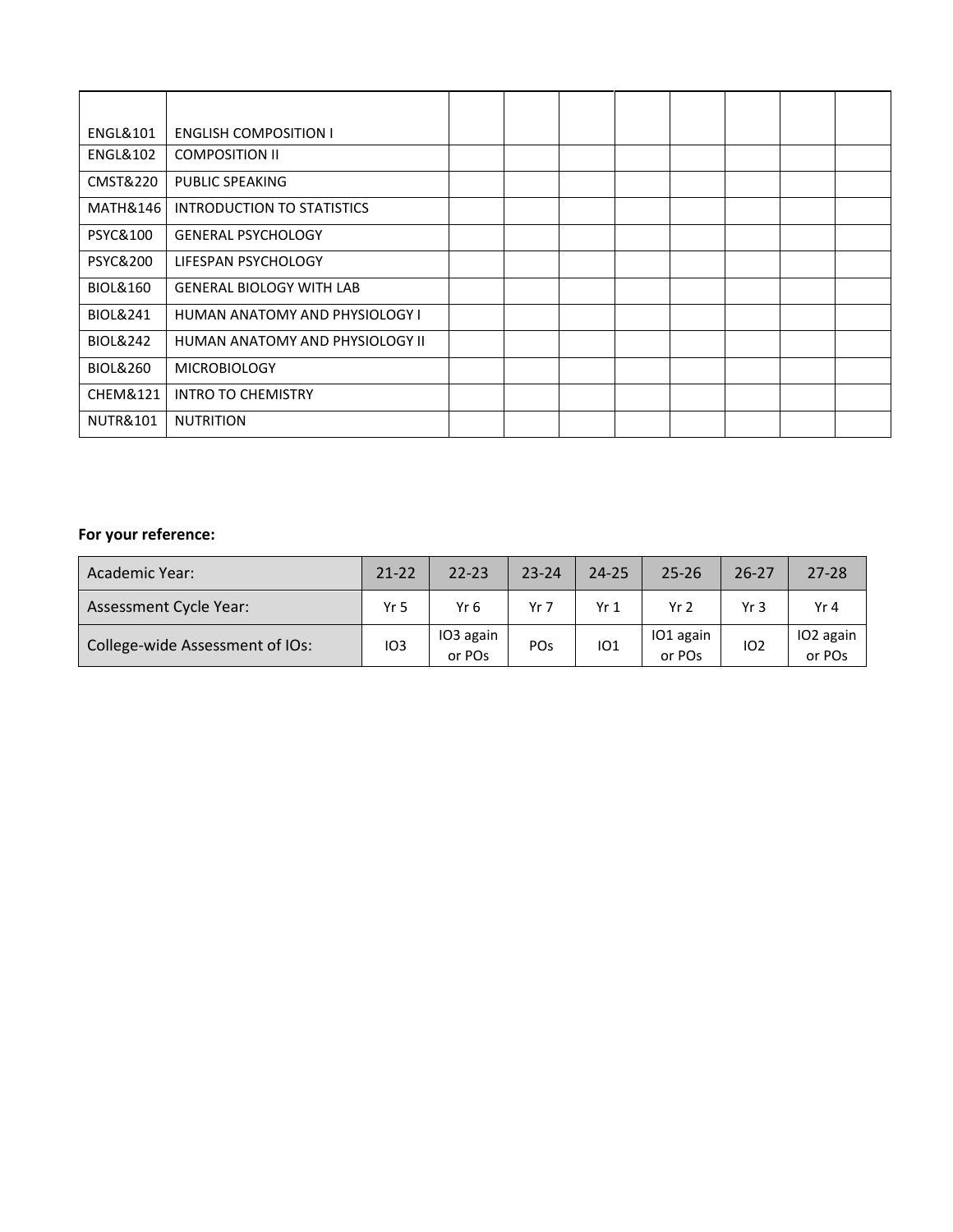| | | | | | | | | | |
|---|---|---|---|---|---|---|---|---|---|
| ENGL&101 | ENGLISH COMPOSITION I | | | | | | | | |
| ENGL&102 | COMPOSITION II | | | | | | | | |
| CMST&220 | PUBLIC SPEAKING | | | | | | | | |
| MATH&146 | INTRODUCTION TO STATISTICS | | | | | | | | |
| PSYC&100 | GENERAL PSYCHOLOGY | | | | | | | | |
| PSYC&200 | LIFESPAN PSYCHOLOGY | | | | | | | | |
| BIOL&160 | GENERAL BIOLOGY WITH LAB | | | | | | | | |
| BIOL&241 | HUMAN ANATOMY AND PHYSIOLOGY I | | | | | | | | |
| BIOL&242 | HUMAN ANATOMY AND PHYSIOLOGY II | | | | | | | | |
| BIOL&260 | MICROBIOLOGY | | | | | | | | |
| CHEM&121 | INTRO TO CHEMISTRY | | | | | | | | |
| NUTR&101 | NUTRITION | | | | | | | | |

**For your reference:**

| Academic Year: | 21-22 | 22-23 | 23-24 | 24-25 | 25-26 | 26-27 | 27-28 |
|---|---|---|---|---|---|---|---|
| Assessment Cycle Year: | Yr 5 | Yr 6 | Yr 7 | Yr 1 | Yr 2 | Yr 3 | Yr 4 |
| College-wide Assessment of IOs: | IO3 | IO3 again or POs | POs | IO1 | IO1 again or POs | IO2 | IO2 again or POs |